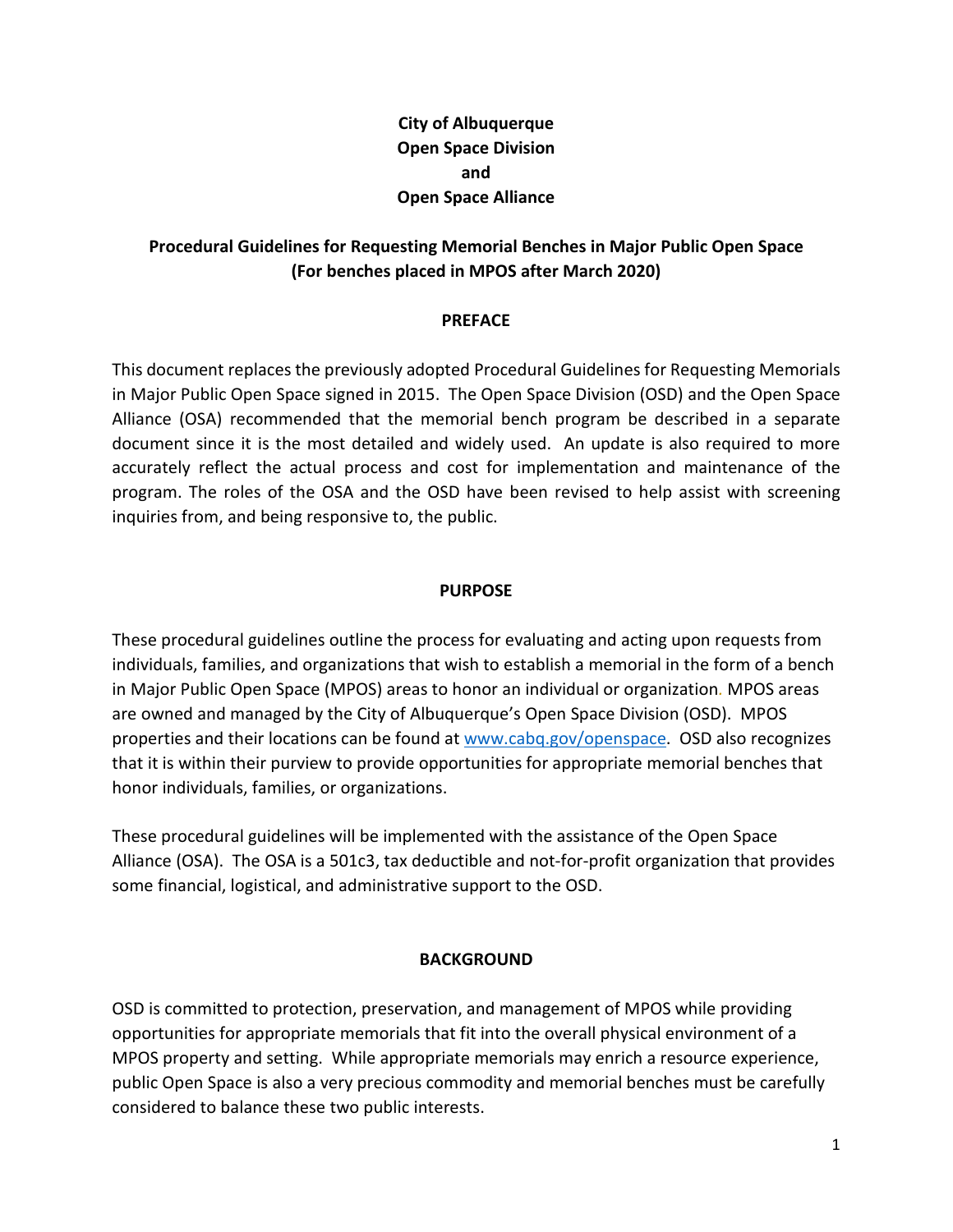**City of Albuquerque**
**Open Space Division**
**and**
**Open Space Alliance**

# Procedural Guidelines for Requesting Memorial Benches in Major Public Open Space (For benches placed in MPOS after March 2020)

## PREFACE

This document replaces the previously adopted Procedural Guidelines for Requesting Memorials in Major Public Open Space signed in 2015. The Open Space Division (OSD) and the Open Space Alliance (OSA) recommended that the memorial bench program be described in a separate document since it is the most detailed and widely used. An update is also required to more accurately reflect the actual process and cost for implementation and maintenance of the program. The roles of the OSA and the OSD have been revised to help assist with screening inquiries from, and being responsive to, the public.

## PURPOSE

These procedural guidelines outline the process for evaluating and acting upon requests from individuals, families, and organizations that wish to establish a memorial in the form of a bench in Major Public Open Space (MPOS) areas to honor an individual or organization. MPOS areas are owned and managed by the City of Albuquerque's Open Space Division (OSD). MPOS properties and their locations can be found at [www.cabq.gov/openspace](http://www.cabq.gov/openspace). OSD also recognizes that it is within their purview to provide opportunities for appropriate memorial benches that honor individuals, families, or organizations.

These procedural guidelines will be implemented with the assistance of the Open Space Alliance (OSA). The OSA is a 501c3, tax deductible and not-for-profit organization that provides some financial, logistical, and administrative support to the OSD.

## BACKGROUND

OSD is committed to protection, preservation, and management of MPOS while providing opportunities for appropriate memorials that fit into the overall physical environment of a MPOS property and setting. While appropriate memorials may enrich a resource experience, public Open Space is also a very precious commodity and memorial benches must be carefully considered to balance these two public interests.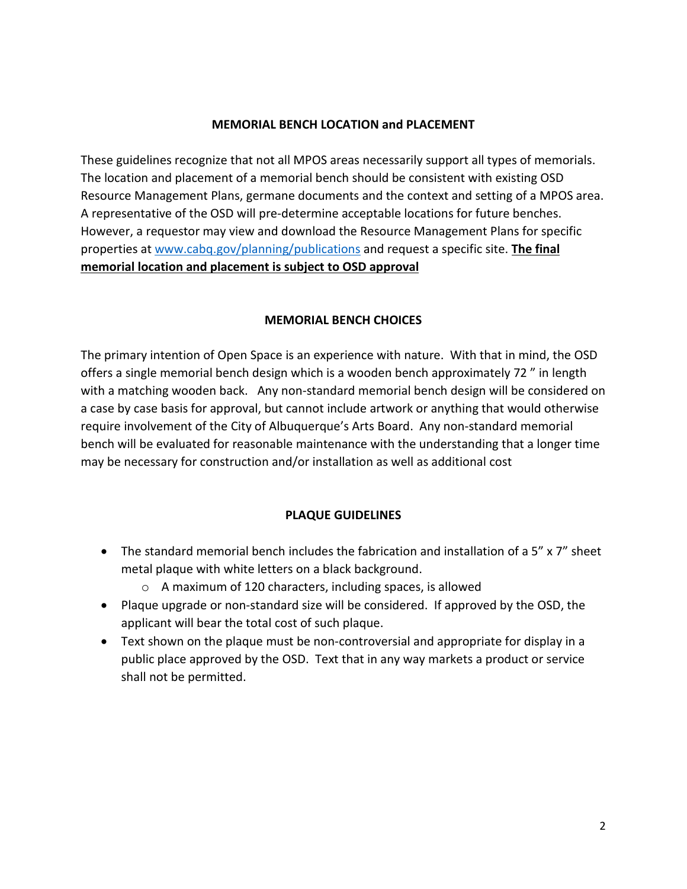## MEMORIAL BENCH LOCATION and PLACEMENT

These guidelines recognize that not all MPOS areas necessarily support all types of memorials. The location and placement of a memorial bench should be consistent with existing OSD Resource Management Plans, germane documents and the context and setting of a MPOS area. A representative of the OSD will pre-determine acceptable locations for future benches. However, a requestor may view and download the Resource Management Plans for specific properties at [www.cabq.gov/planning/publications](http://www.cabq.gov/planning/publications) and request a specific site. **The final memorial location and placement is subject to OSD approval**

## MEMORIAL BENCH CHOICES

The primary intention of Open Space is an experience with nature. With that in mind, the OSD offers a single memorial bench design which is a wooden bench approximately 72 " in length with a matching wooden back. Any non-standard memorial bench design will be considered on a case by case basis for approval, but cannot include artwork or anything that would otherwise require involvement of the City of Albuquerque's Arts Board. Any non-standard memorial bench will be evaluated for reasonable maintenance with the understanding that a longer time may be necessary for construction and/or installation as well as additional cost

## PLAQUE GUIDELINES

- The standard memorial bench includes the fabrication and installation of a 5" x 7" sheet metal plaque with white letters on a black background.
    - A maximum of 120 characters, including spaces, is allowed
- Plaque upgrade or non-standard size will be considered. If approved by the OSD, the applicant will bear the total cost of such plaque.
- Text shown on the plaque must be non-controversial and appropriate for display in a public place approved by the OSD. Text that in any way markets a product or service shall not be permitted.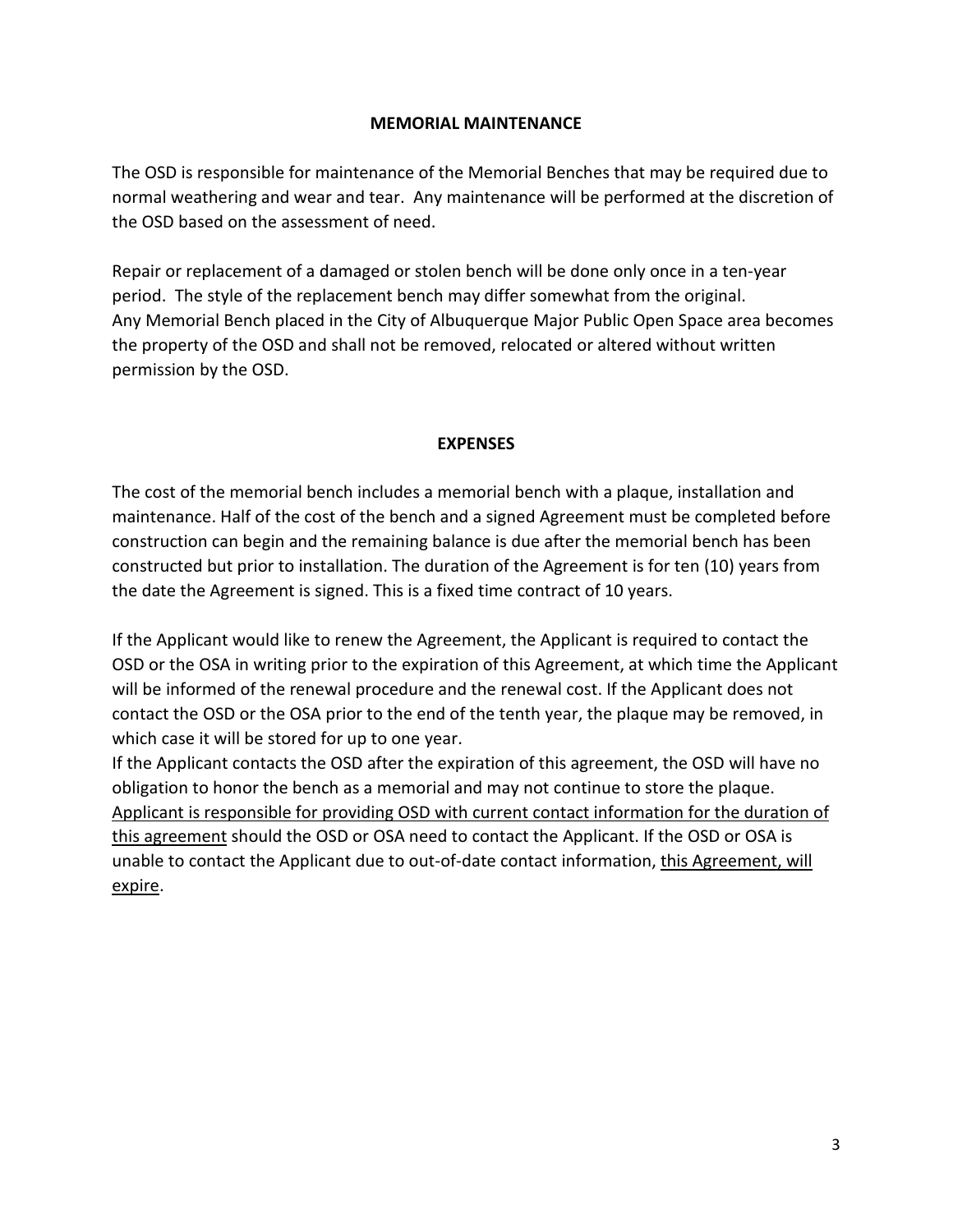## MEMORIAL MAINTENANCE

The OSD is responsible for maintenance of the Memorial Benches that may be required due to normal weathering and wear and tear. Any maintenance will be performed at the discretion of the OSD based on the assessment of need.

Repair or replacement of a damaged or stolen bench will be done only once in a ten-year period. The style of the replacement bench may differ somewhat from the original.
Any Memorial Bench placed in the City of Albuquerque Major Public Open Space area becomes the property of the OSD and shall not be removed, relocated or altered without written permission by the OSD.

## EXPENSES

The cost of the memorial bench includes a memorial bench with a plaque, installation and maintenance. Half of the cost of the bench and a signed Agreement must be completed before construction can begin and the remaining balance is due after the memorial bench has been constructed but prior to installation. The duration of the Agreement is for ten (10) years from the date the Agreement is signed. This is a fixed time contract of 10 years.

If the Applicant would like to renew the Agreement, the Applicant is required to contact the OSD or the OSA in writing prior to the expiration of this Agreement, at which time the Applicant will be informed of the renewal procedure and the renewal cost. If the Applicant does not contact the OSD or the OSA prior to the end of the tenth year, the plaque may be removed, in which case it will be stored for up to one year.
If the Applicant contacts the OSD after the expiration of this agreement, the OSD will have no obligation to honor the bench as a memorial and may not continue to store the plaque.
<u>Applicant is responsible for providing OSD with current contact information for the duration of this agreement</u> should the OSD or OSA need to contact the Applicant. If the OSD or OSA is unable to contact the Applicant due to out-of-date contact information, <u>this Agreement, will expire</u>.